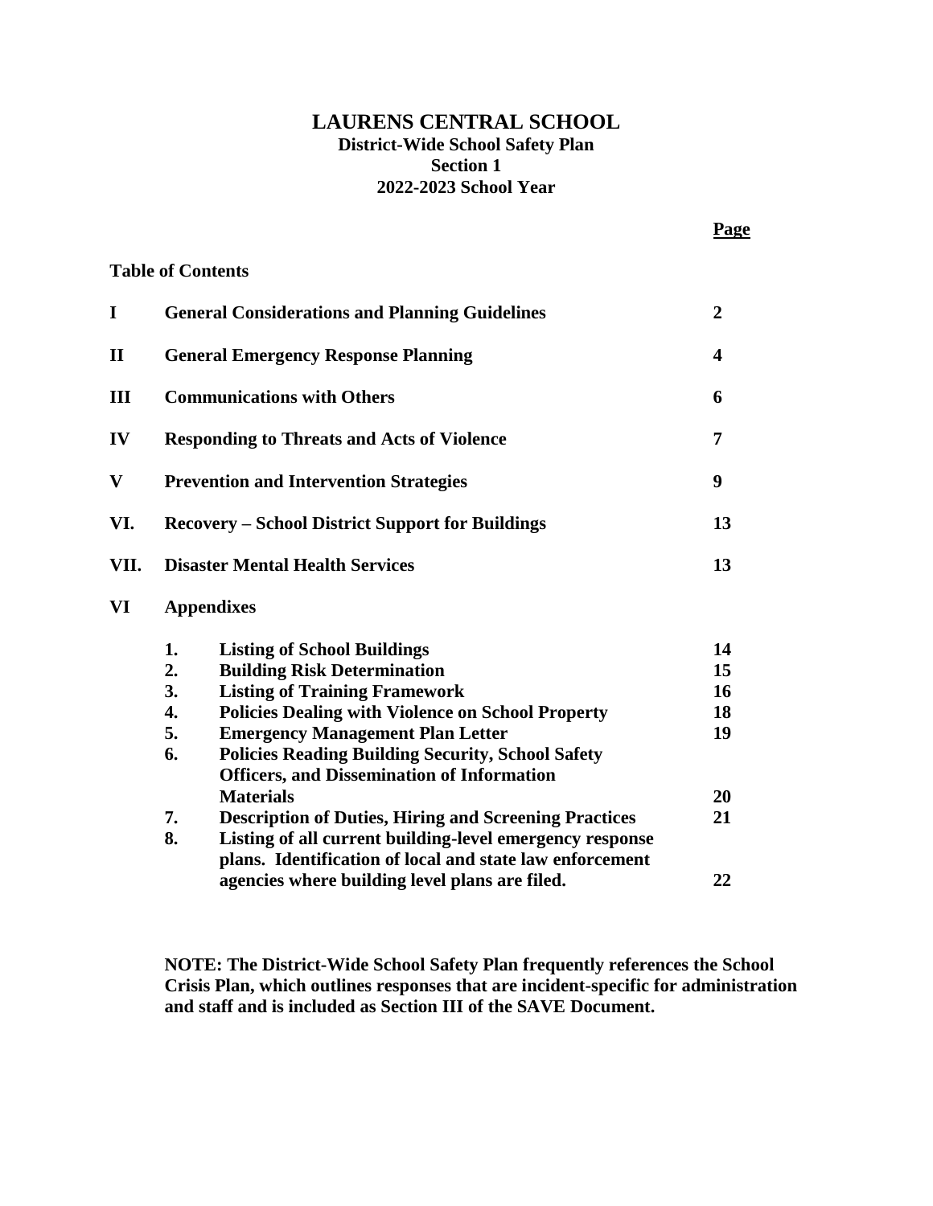# LAURENS CENTRAL SCHOOL

**District-Wide School Safety Plan**
**Section 1**
**2022-2023 School Year**

**Table of Contents**

| | | Page |
|---|---|---|
| **I** | **General Considerations and Planning Guidelines** | **2** |
| **II** | **General Emergency Response Planning** | **4** |
| **III** | **Communications with Others** | **6** |
| **IV** | **Responding to Threats and Acts of Violence** | **7** |
| **V** | **Prevention and Intervention Strategies** | **9** |
| **VI.** | **Recovery – School District Support for Buildings** | **13** |
| **VII.** | **Disaster Mental Health Services** | **13** |
| **VI** | **Appendixes** | |
| | **1. Listing of School Buildings** | **14** |
| | **2. Building Risk Determination** | **15** |
| | **3. Listing of Training Framework** | **16** |
| | **4. Policies Dealing with Violence on School Property** | **18** |
| | **5. Emergency Management Plan Letter** | **19** |
| | **6. Policies Reading Building Security, School Safety Officers, and Dissemination of Information Materials** | **20** |
| | **7. Description of Duties, Hiring and Screening Practices** | **21** |
| | **8. Listing of all current building-level emergency response plans. Identification of local and state law enforcement agencies where building level plans are filed.** | **22** |

**NOTE: The District-Wide School Safety Plan frequently references the School Crisis Plan, which outlines responses that are incident-specific for administration and staff and is included as Section III of the SAVE Document.**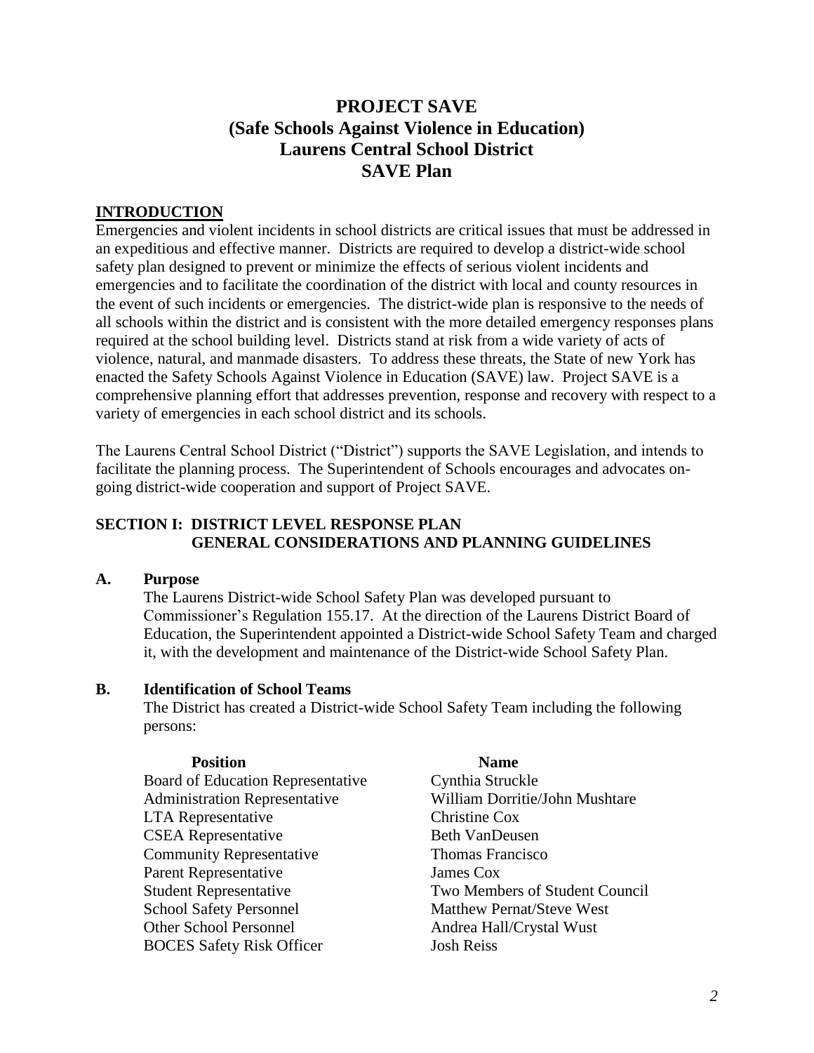# PROJECT SAVE
# (Safe Schools Against Violence in Education)
# Laurens Central School District
# SAVE Plan

## INTRODUCTION

Emergencies and violent incidents in school districts are critical issues that must be addressed in an expeditious and effective manner. Districts are required to develop a district-wide school safety plan designed to prevent or minimize the effects of serious violent incidents and emergencies and to facilitate the coordination of the district with local and county resources in the event of such incidents or emergencies. The district-wide plan is responsive to the needs of all schools within the district and is consistent with the more detailed emergency responses plans required at the school building level. Districts stand at risk from a wide variety of acts of violence, natural, and manmade disasters. To address these threats, the State of new York has enacted the Safety Schools Against Violence in Education (SAVE) law. Project SAVE is a comprehensive planning effort that addresses prevention, response and recovery with respect to a variety of emergencies in each school district and its schools.

The Laurens Central School District ("District") supports the SAVE Legislation, and intends to facilitate the planning process. The Superintendent of Schools encourages and advocates on-going district-wide cooperation and support of Project SAVE.

## SECTION I: DISTRICT LEVEL RESPONSE PLAN GENERAL CONSIDERATIONS AND PLANNING GUIDELINES

### A. Purpose

The Laurens District-wide School Safety Plan was developed pursuant to Commissioner's Regulation 155.17. At the direction of the Laurens District Board of Education, the Superintendent appointed a District-wide School Safety Team and charged it, with the development and maintenance of the District-wide School Safety Plan.

### B. Identification of School Teams

The District has created a District-wide School Safety Team including the following persons:

| Position | Name |
|---|---|
| Board of Education Representative | Cynthia Struckle |
| Administration Representative | William Dorritie/John Mushtare |
| LTA Representative | Christine Cox |
| CSEA Representative | Beth VanDeusen |
| Community Representative | Thomas Francisco |
| Parent Representative | James Cox |
| Student Representative | Two Members of Student Council |
| School Safety Personnel | Matthew Pernat/Steve West |
| Other School Personnel | Andrea Hall/Crystal Wust |
| BOCES Safety Risk Officer | Josh Reiss |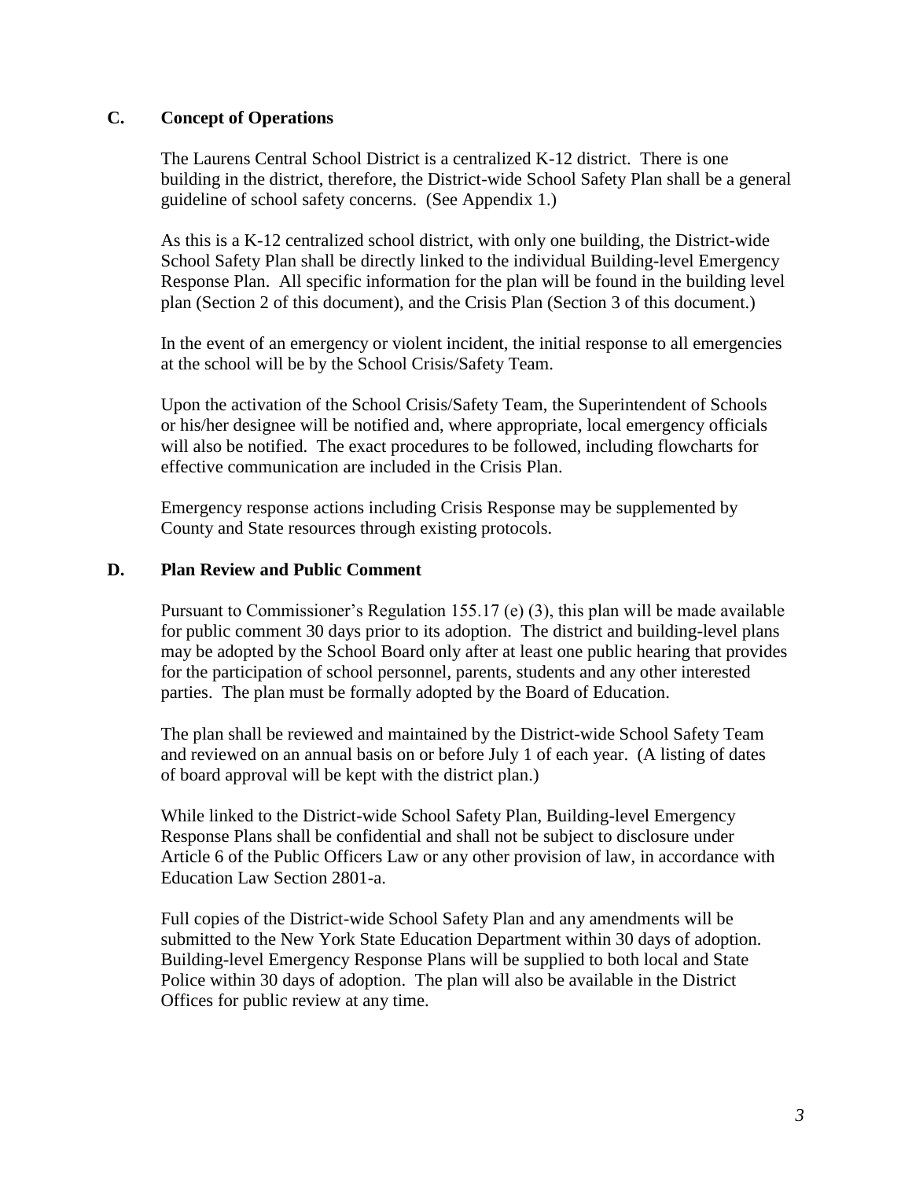## C. Concept of Operations

The Laurens Central School District is a centralized K-12 district. There is one building in the district, therefore, the District-wide School Safety Plan shall be a general guideline of school safety concerns. (See Appendix 1.)

As this is a K-12 centralized school district, with only one building, the District-wide School Safety Plan shall be directly linked to the individual Building-level Emergency Response Plan. All specific information for the plan will be found in the building level plan (Section 2 of this document), and the Crisis Plan (Section 3 of this document.)

In the event of an emergency or violent incident, the initial response to all emergencies at the school will be by the School Crisis/Safety Team.

Upon the activation of the School Crisis/Safety Team, the Superintendent of Schools or his/her designee will be notified and, where appropriate, local emergency officials will also be notified. The exact procedures to be followed, including flowcharts for effective communication are included in the Crisis Plan.

Emergency response actions including Crisis Response may be supplemented by County and State resources through existing protocols.

## D. Plan Review and Public Comment

Pursuant to Commissioner's Regulation 155.17 (e) (3), this plan will be made available for public comment 30 days prior to its adoption. The district and building-level plans may be adopted by the School Board only after at least one public hearing that provides for the participation of school personnel, parents, students and any other interested parties. The plan must be formally adopted by the Board of Education.

The plan shall be reviewed and maintained by the District-wide School Safety Team and reviewed on an annual basis on or before July 1 of each year. (A listing of dates of board approval will be kept with the district plan.)

While linked to the District-wide School Safety Plan, Building-level Emergency Response Plans shall be confidential and shall not be subject to disclosure under Article 6 of the Public Officers Law or any other provision of law, in accordance with Education Law Section 2801-a.

Full copies of the District-wide School Safety Plan and any amendments will be submitted to the New York State Education Department within 30 days of adoption. Building-level Emergency Response Plans will be supplied to both local and State Police within 30 days of adoption. The plan will also be available in the District Offices for public review at any time.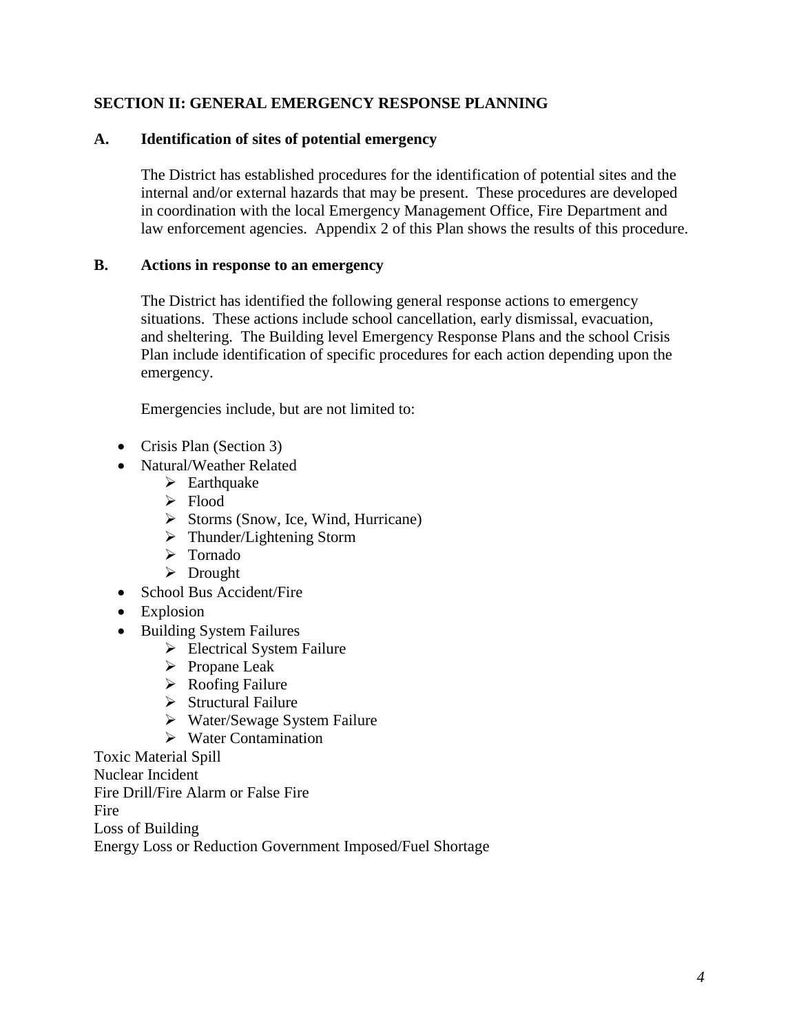## SECTION II: GENERAL EMERGENCY RESPONSE PLANNING

### A. Identification of sites of potential emergency

The District has established procedures for the identification of potential sites and the internal and/or external hazards that may be present. These procedures are developed in coordination with the local Emergency Management Office, Fire Department and law enforcement agencies. Appendix 2 of this Plan shows the results of this procedure.

### B. Actions in response to an emergency

The District has identified the following general response actions to emergency situations. These actions include school cancellation, early dismissal, evacuation, and sheltering. The Building level Emergency Response Plans and the school Crisis Plan include identification of specific procedures for each action depending upon the emergency.

Emergencies include, but are not limited to:

- Crisis Plan (Section 3)
- Natural/Weather Related
  - Earthquake
  - Flood
  - Storms (Snow, Ice, Wind, Hurricane)
  - Thunder/Lightening Storm
  - Tornado
  - Drought
- School Bus Accident/Fire
- Explosion
- Building System Failures
  - Electrical System Failure
  - Propane Leak
  - Roofing Failure
  - Structural Failure
  - Water/Sewage System Failure
  - Water Contamination

Toxic Material Spill
Nuclear Incident
Fire Drill/Fire Alarm or False Fire
Fire
Loss of Building
Energy Loss or Reduction Government Imposed/Fuel Shortage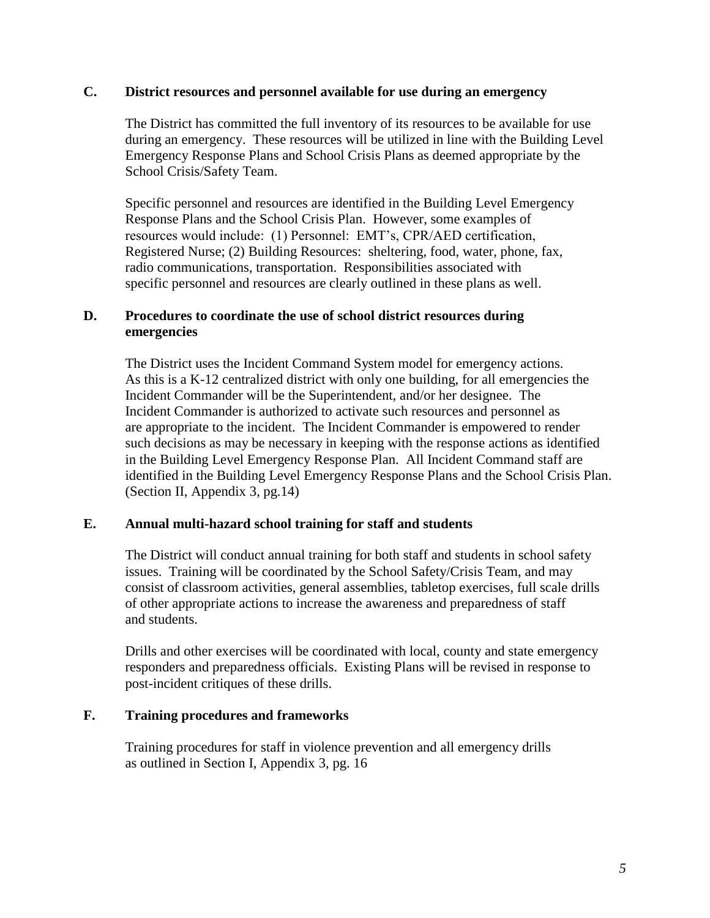### C. District resources and personnel available for use during an emergency

The District has committed the full inventory of its resources to be available for use during an emergency. These resources will be utilized in line with the Building Level Emergency Response Plans and School Crisis Plans as deemed appropriate by the School Crisis/Safety Team.

Specific personnel and resources are identified in the Building Level Emergency Response Plans and the School Crisis Plan. However, some examples of resources would include: (1) Personnel: EMT's, CPR/AED certification, Registered Nurse; (2) Building Resources: sheltering, food, water, phone, fax, radio communications, transportation. Responsibilities associated with specific personnel and resources are clearly outlined in these plans as well.

### D. Procedures to coordinate the use of school district resources during emergencies

The District uses the Incident Command System model for emergency actions. As this is a K-12 centralized district with only one building, for all emergencies the Incident Commander will be the Superintendent, and/or her designee. The Incident Commander is authorized to activate such resources and personnel as are appropriate to the incident. The Incident Commander is empowered to render such decisions as may be necessary in keeping with the response actions as identified in the Building Level Emergency Response Plan. All Incident Command staff are identified in the Building Level Emergency Response Plans and the School Crisis Plan. (Section II, Appendix 3, pg.14)

### E. Annual multi-hazard school training for staff and students

The District will conduct annual training for both staff and students in school safety issues. Training will be coordinated by the School Safety/Crisis Team, and may consist of classroom activities, general assemblies, tabletop exercises, full scale drills of other appropriate actions to increase the awareness and preparedness of staff and students.

Drills and other exercises will be coordinated with local, county and state emergency responders and preparedness officials. Existing Plans will be revised in response to post-incident critiques of these drills.

### F. Training procedures and frameworks

Training procedures for staff in violence prevention and all emergency drills as outlined in Section I, Appendix 3, pg. 16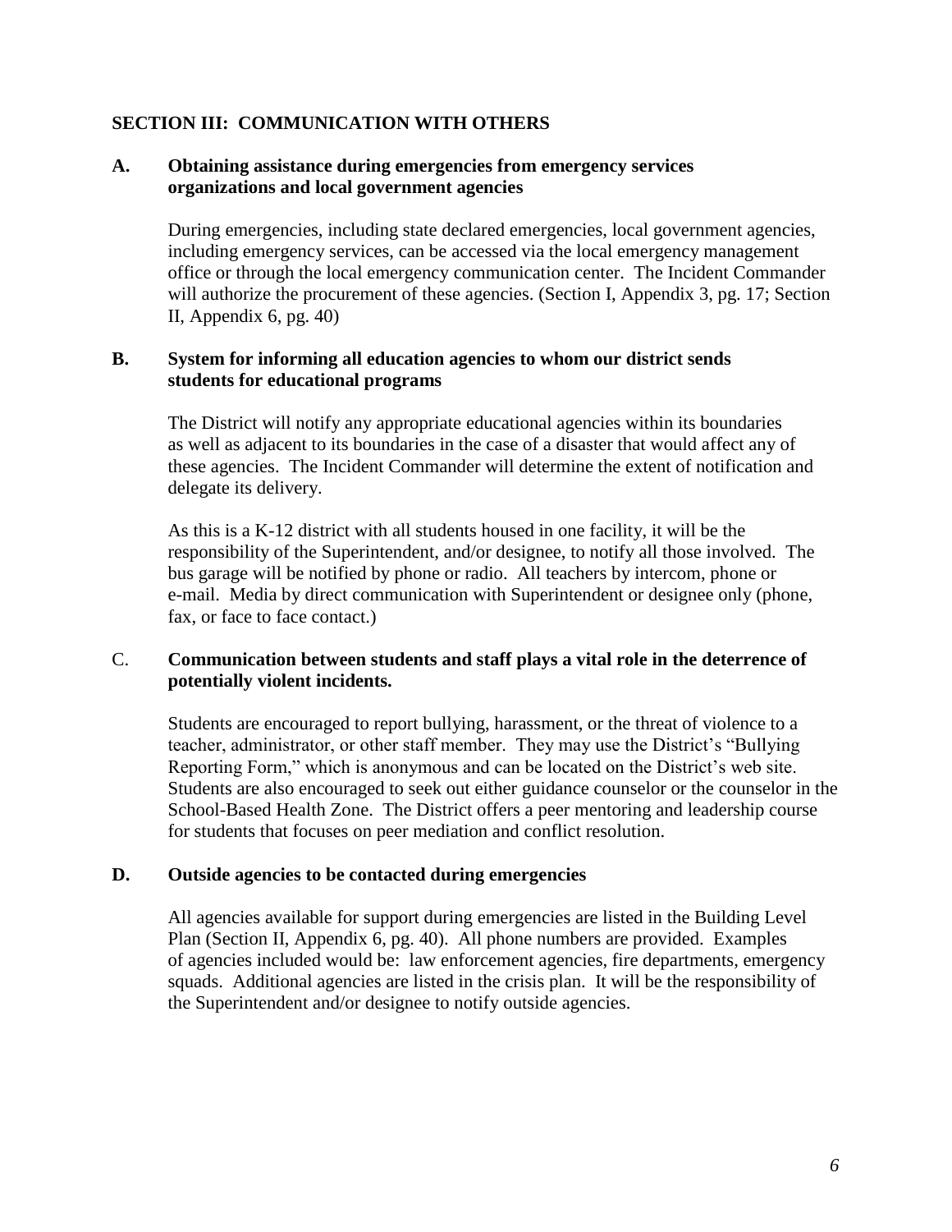## SECTION III: COMMUNICATION WITH OTHERS

### A. Obtaining assistance during emergencies from emergency services organizations and local government agencies

During emergencies, including state declared emergencies, local government agencies, including emergency services, can be accessed via the local emergency management office or through the local emergency communication center. The Incident Commander will authorize the procurement of these agencies. (Section I, Appendix 3, pg. 17; Section II, Appendix 6, pg. 40)

### B. System for informing all education agencies to whom our district sends students for educational programs

The District will notify any appropriate educational agencies within its boundaries as well as adjacent to its boundaries in the case of a disaster that would affect any of these agencies. The Incident Commander will determine the extent of notification and delegate its delivery.

As this is a K-12 district with all students housed in one facility, it will be the responsibility of the Superintendent, and/or designee, to notify all those involved. The bus garage will be notified by phone or radio. All teachers by intercom, phone or e-mail. Media by direct communication with Superintendent or designee only (phone, fax, or face to face contact.)

### C. Communication between students and staff plays a vital role in the deterrence of potentially violent incidents.

Students are encouraged to report bullying, harassment, or the threat of violence to a teacher, administrator, or other staff member. They may use the District's "Bullying Reporting Form," which is anonymous and can be located on the District's web site. Students are also encouraged to seek out either guidance counselor or the counselor in the School-Based Health Zone. The District offers a peer mentoring and leadership course for students that focuses on peer mediation and conflict resolution.

### D. Outside agencies to be contacted during emergencies

All agencies available for support during emergencies are listed in the Building Level Plan (Section II, Appendix 6, pg. 40). All phone numbers are provided. Examples of agencies included would be: law enforcement agencies, fire departments, emergency squads. Additional agencies are listed in the crisis plan. It will be the responsibility of the Superintendent and/or designee to notify outside agencies.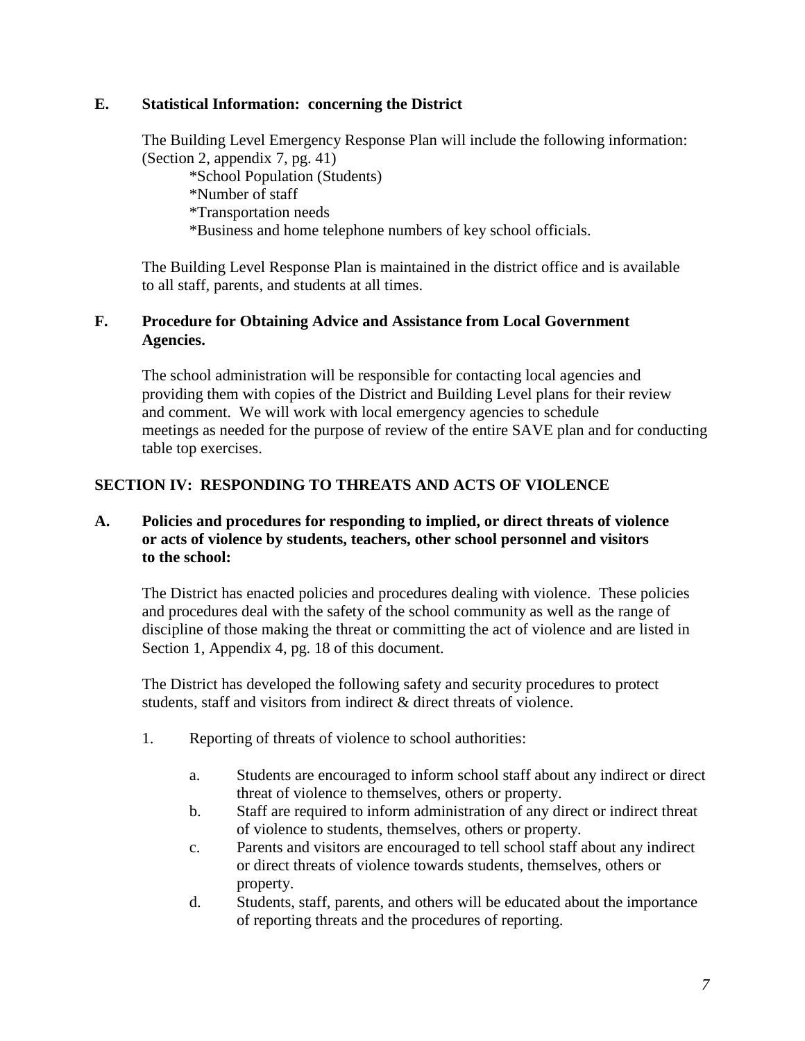### E. Statistical Information: concerning the District

The Building Level Emergency Response Plan will include the following information: (Section 2, appendix 7, pg. 41)

*School Population (Students)
*Number of staff
*Transportation needs
*Business and home telephone numbers of key school officials.

The Building Level Response Plan is maintained in the district office and is available to all staff, parents, and students at all times.

### F. Procedure for Obtaining Advice and Assistance from Local Government Agencies.

The school administration will be responsible for contacting local agencies and providing them with copies of the District and Building Level plans for their review and comment. We will work with local emergency agencies to schedule meetings as needed for the purpose of review of the entire SAVE plan and for conducting table top exercises.

## SECTION IV: RESPONDING TO THREATS AND ACTS OF VIOLENCE

### A. Policies and procedures for responding to implied, or direct threats of violence or acts of violence by students, teachers, other school personnel and visitors to the school:

The District has enacted policies and procedures dealing with violence. These policies and procedures deal with the safety of the school community as well as the range of discipline of those making the threat or committing the act of violence and are listed in Section 1, Appendix 4, pg. 18 of this document.

The District has developed the following safety and security procedures to protect students, staff and visitors from indirect & direct threats of violence.

1. Reporting of threats of violence to school authorities:

   a. Students are encouraged to inform school staff about any indirect or direct threat of violence to themselves, others or property.
   b. Staff are required to inform administration of any direct or indirect threat of violence to students, themselves, others or property.
   c. Parents and visitors are encouraged to tell school staff about any indirect or direct threats of violence towards students, themselves, others or property.
   d. Students, staff, parents, and others will be educated about the importance of reporting threats and the procedures of reporting.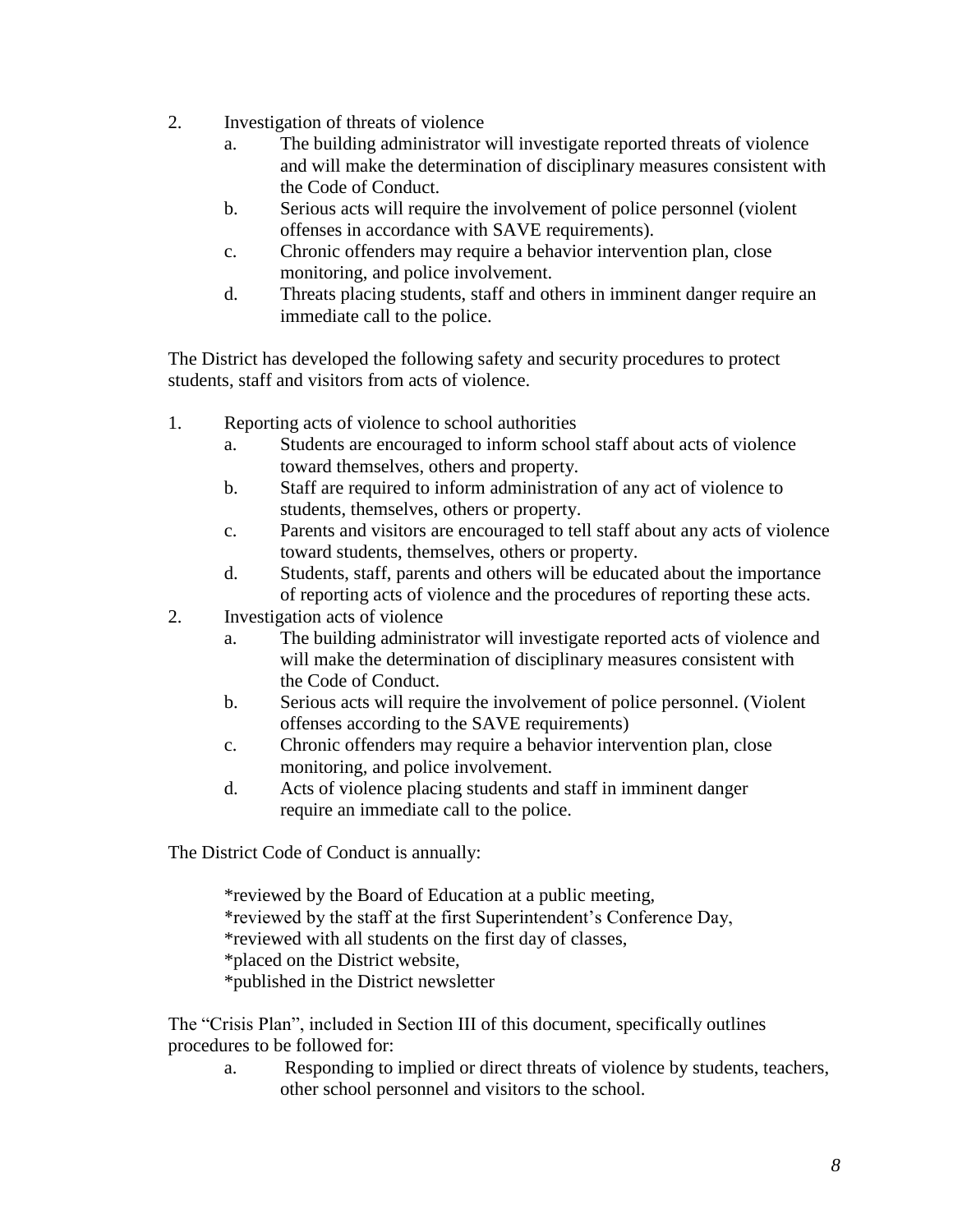2. Investigation of threats of violence
   a. The building administrator will investigate reported threats of violence and will make the determination of disciplinary measures consistent with the Code of Conduct.
   b. Serious acts will require the involvement of police personnel (violent offenses in accordance with SAVE requirements).
   c. Chronic offenders may require a behavior intervention plan, close monitoring, and police involvement.
   d. Threats placing students, staff and others in imminent danger require an immediate call to the police.

The District has developed the following safety and security procedures to protect students, staff and visitors from acts of violence.

1. Reporting acts of violence to school authorities
   a. Students are encouraged to inform school staff about acts of violence toward themselves, others and property.
   b. Staff are required to inform administration of any act of violence to students, themselves, others or property.
   c. Parents and visitors are encouraged to tell staff about any acts of violence toward students, themselves, others or property.
   d. Students, staff, parents and others will be educated about the importance of reporting acts of violence and the procedures of reporting these acts.
2. Investigation acts of violence
   a. The building administrator will investigate reported acts of violence and will make the determination of disciplinary measures consistent with the Code of Conduct.
   b. Serious acts will require the involvement of police personnel. (Violent offenses according to the SAVE requirements)
   c. Chronic offenders may require a behavior intervention plan, close monitoring, and police involvement.
   d. Acts of violence placing students and staff in imminent danger require an immediate call to the police.

The District Code of Conduct is annually:

*reviewed by the Board of Education at a public meeting,
*reviewed by the staff at the first Superintendent's Conference Day,
*reviewed with all students on the first day of classes,
*placed on the District website,
*published in the District newsletter

The "Crisis Plan", included in Section III of this document, specifically outlines procedures to be followed for:

   a. Responding to implied or direct threats of violence by students, teachers, other school personnel and visitors to the school.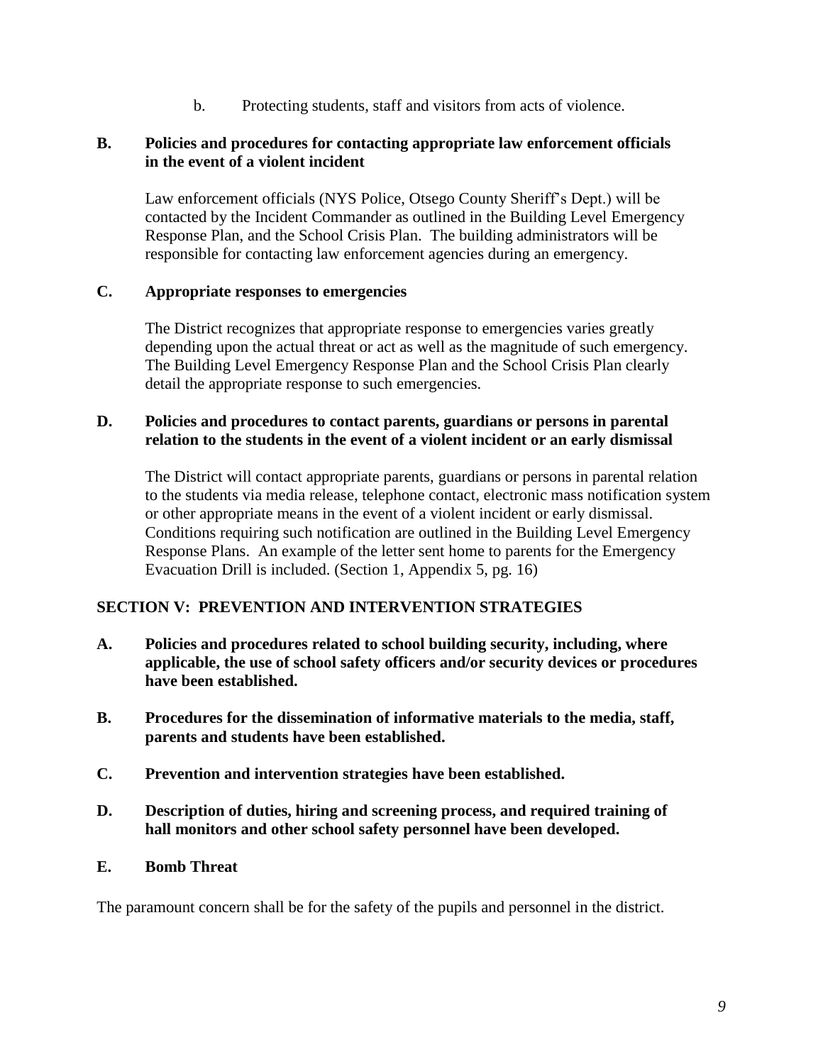b. Protecting students, staff and visitors from acts of violence.

**B. Policies and procedures for contacting appropriate law enforcement officials in the event of a violent incident**

Law enforcement officials (NYS Police, Otsego County Sheriff's Dept.) will be contacted by the Incident Commander as outlined in the Building Level Emergency Response Plan, and the School Crisis Plan. The building administrators will be responsible for contacting law enforcement agencies during an emergency.

**C. Appropriate responses to emergencies**

The District recognizes that appropriate response to emergencies varies greatly depending upon the actual threat or act as well as the magnitude of such emergency. The Building Level Emergency Response Plan and the School Crisis Plan clearly detail the appropriate response to such emergencies.

**D. Policies and procedures to contact parents, guardians or persons in parental relation to the students in the event of a violent incident or an early dismissal**

The District will contact appropriate parents, guardians or persons in parental relation to the students via media release, telephone contact, electronic mass notification system or other appropriate means in the event of a violent incident or early dismissal. Conditions requiring such notification are outlined in the Building Level Emergency Response Plans. An example of the letter sent home to parents for the Emergency Evacuation Drill is included. (Section 1, Appendix 5, pg. 16)

## SECTION V: PREVENTION AND INTERVENTION STRATEGIES

**A. Policies and procedures related to school building security, including, where applicable, the use of school safety officers and/or security devices or procedures have been established.**

**B. Procedures for the dissemination of informative materials to the media, staff, parents and students have been established.**

**C. Prevention and intervention strategies have been established.**

**D. Description of duties, hiring and screening process, and required training of hall monitors and other school safety personnel have been developed.**

**E. Bomb Threat**

The paramount concern shall be for the safety of the pupils and personnel in the district.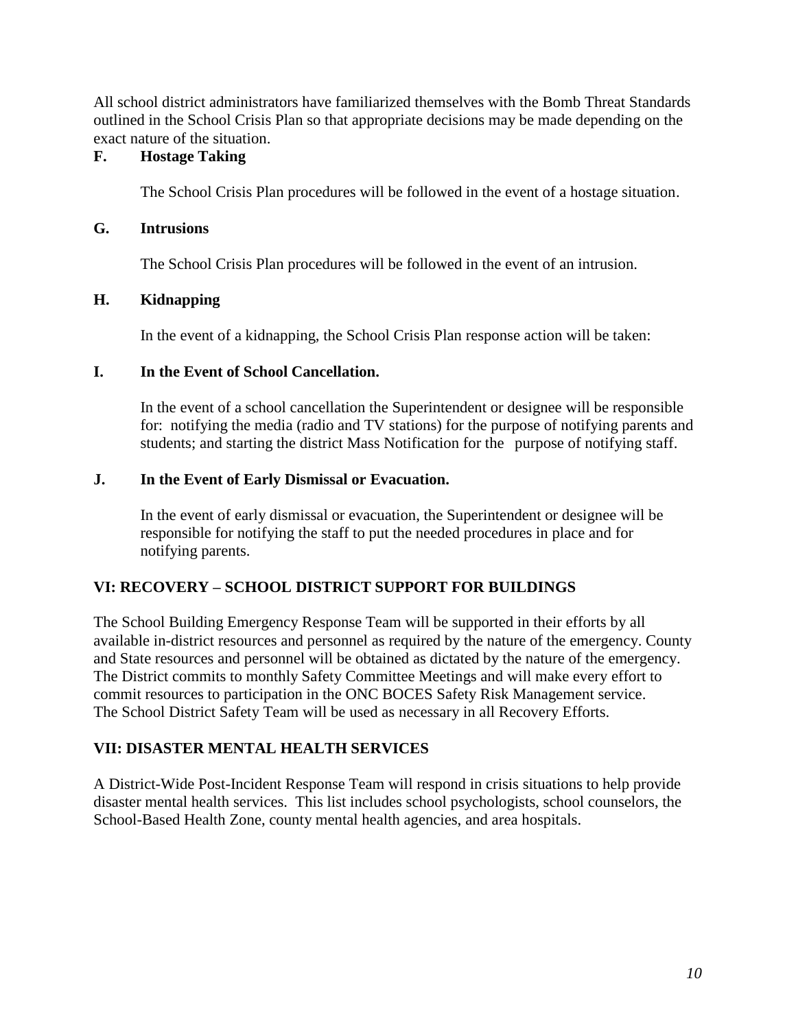All school district administrators have familiarized themselves with the Bomb Threat Standards outlined in the School Crisis Plan so that appropriate decisions may be made depending on the exact nature of the situation.

### F. Hostage Taking

The School Crisis Plan procedures will be followed in the event of a hostage situation.

### G. Intrusions

The School Crisis Plan procedures will be followed in the event of an intrusion.

### H. Kidnapping

In the event of a kidnapping, the School Crisis Plan response action will be taken:

### I. In the Event of School Cancellation.

In the event of a school cancellation the Superintendent or designee will be responsible for: notifying the media (radio and TV stations) for the purpose of notifying parents and students; and starting the district Mass Notification for the purpose of notifying staff.

### J. In the Event of Early Dismissal or Evacuation.

In the event of early dismissal or evacuation, the Superintendent or designee will be responsible for notifying the staff to put the needed procedures in place and for notifying parents.

## VI: RECOVERY – SCHOOL DISTRICT SUPPORT FOR BUILDINGS

The School Building Emergency Response Team will be supported in their efforts by all available in-district resources and personnel as required by the nature of the emergency. County and State resources and personnel will be obtained as dictated by the nature of the emergency. The District commits to monthly Safety Committee Meetings and will make every effort to commit resources to participation in the ONC BOCES Safety Risk Management service. The School District Safety Team will be used as necessary in all Recovery Efforts.

## VII: DISASTER MENTAL HEALTH SERVICES

A District-Wide Post-Incident Response Team will respond in crisis situations to help provide disaster mental health services. This list includes school psychologists, school counselors, the School-Based Health Zone, county mental health agencies, and area hospitals.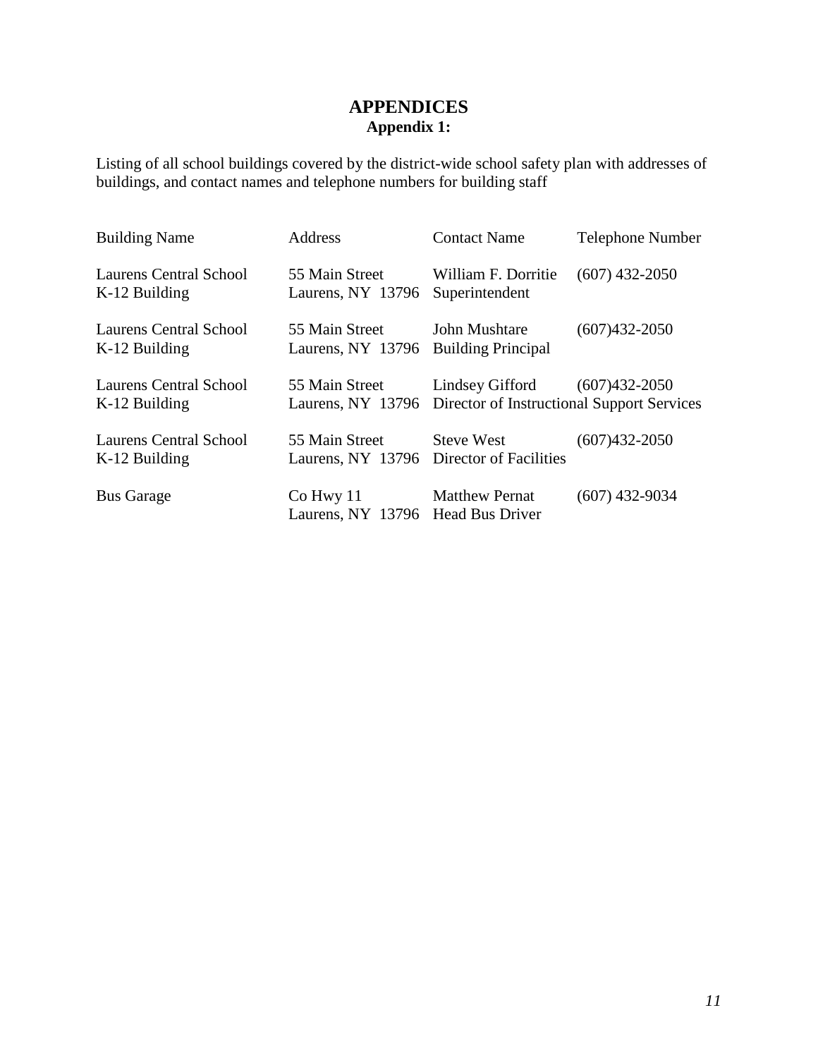# APPENDICES

## Appendix 1:

Listing of all school buildings covered by the district-wide school safety plan with addresses of buildings, and contact names and telephone numbers for building staff

| Building Name | Address | Contact Name | Telephone Number |
|---|---|---|---|
| Laurens Central School K-12 Building | 55 Main Street Laurens, NY 13796 | William F. Dorritie Superintendent | (607) 432-2050 |
| Laurens Central School K-12 Building | 55 Main Street Laurens, NY 13796 | John Mushtare Building Principal | (607)432-2050 |
| Laurens Central School K-12 Building | 55 Main Street Laurens, NY 13796 | Lindsey Gifford Director of Instructional Support Services | (607)432-2050 |
| Laurens Central School K-12 Building | 55 Main Street Laurens, NY 13796 | Steve West Director of Facilities | (607)432-2050 |
| Bus Garage | Co Hwy 11 Laurens, NY 13796 | Matthew Pernat Head Bus Driver | (607) 432-9034 |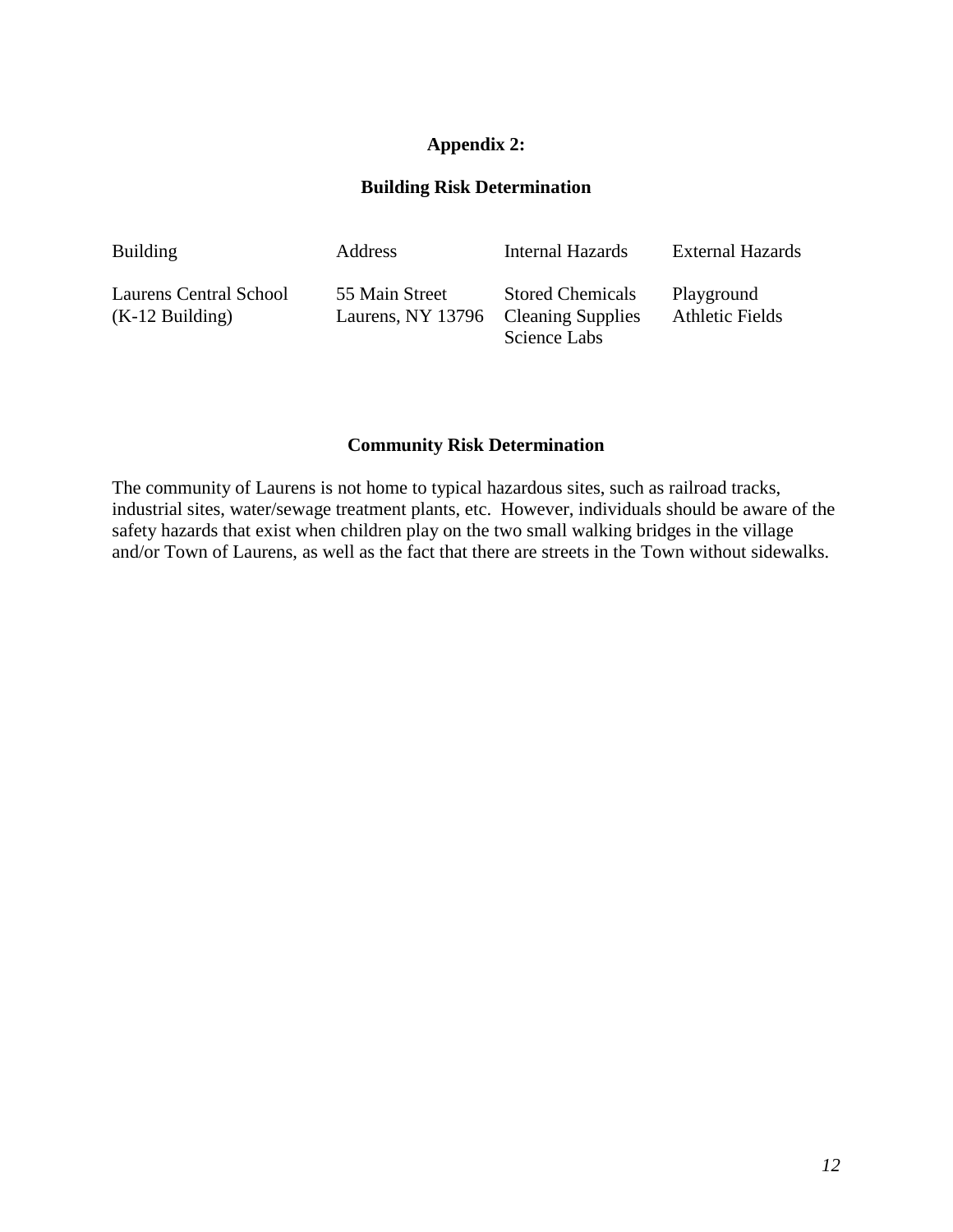## Appendix 2:

### Building Risk Determination

| Building | Address | Internal Hazards | External Hazards |
|---|---|---|---|
| Laurens Central School (K-12 Building) | 55 Main Street Laurens, NY 13796 | Stored Chemicals Cleaning Supplies Science Labs | Playground Athletic Fields |

### Community Risk Determination

The community of Laurens is not home to typical hazardous sites, such as railroad tracks, industrial sites, water/sewage treatment plants, etc. However, individuals should be aware of the safety hazards that exist when children play on the two small walking bridges in the village and/or Town of Laurens, as well as the fact that there are streets in the Town without sidewalks.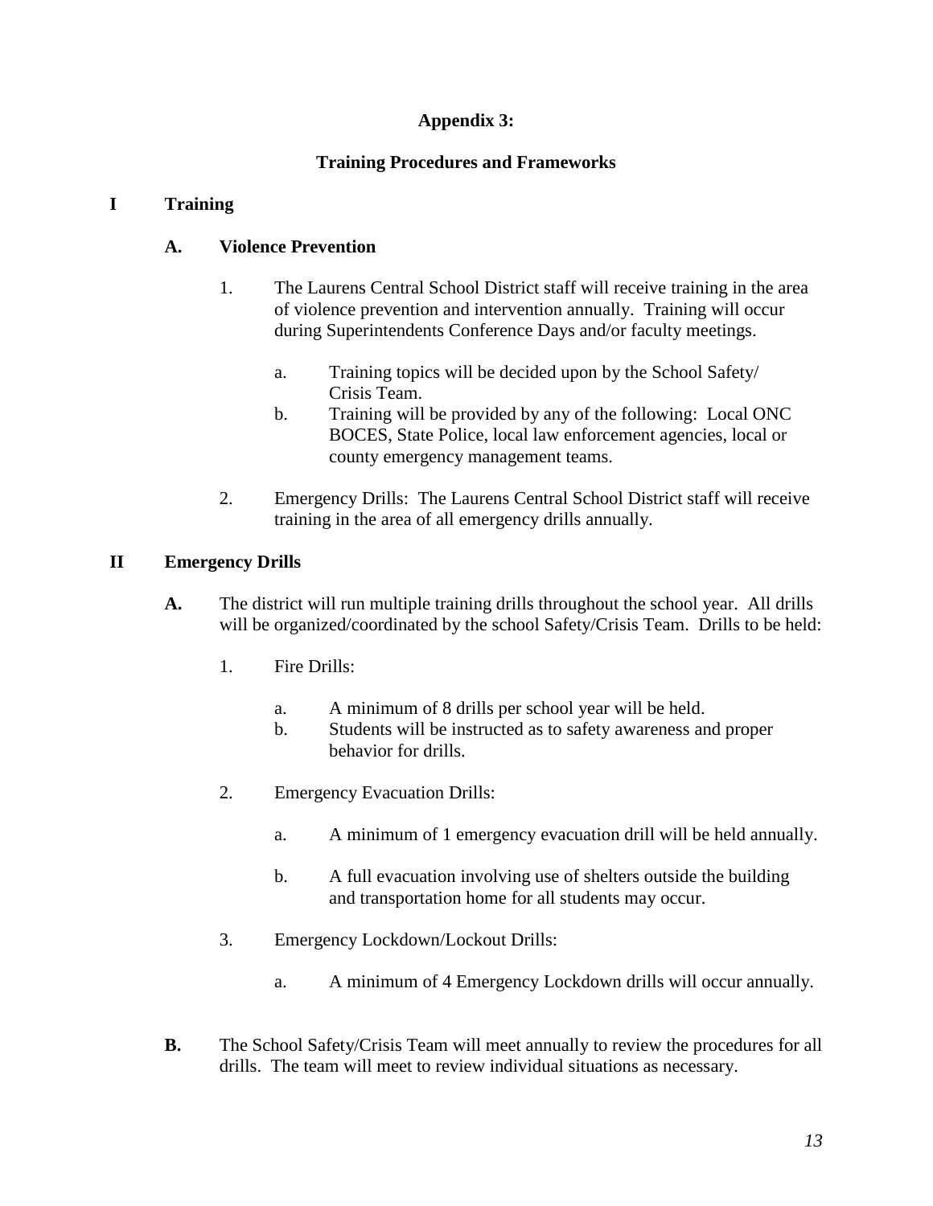# Appendix 3:

## Training Procedures and Frameworks

### I Training

#### A. Violence Prevention

1. The Laurens Central School District staff will receive training in the area of violence prevention and intervention annually. Training will occur during Superintendents Conference Days and/or faculty meetings.

   a. Training topics will be decided upon by the School Safety/ Crisis Team.

   b. Training will be provided by any of the following: Local ONC BOCES, State Police, local law enforcement agencies, local or county emergency management teams.

2. Emergency Drills: The Laurens Central School District staff will receive training in the area of all emergency drills annually.

### II Emergency Drills

**A.** The district will run multiple training drills throughout the school year. All drills will be organized/coordinated by the school Safety/Crisis Team. Drills to be held:

1. Fire Drills:

   a. A minimum of 8 drills per school year will be held.

   b. Students will be instructed as to safety awareness and proper behavior for drills.

2. Emergency Evacuation Drills:

   a. A minimum of 1 emergency evacuation drill will be held annually.

   b. A full evacuation involving use of shelters outside the building and transportation home for all students may occur.

3. Emergency Lockdown/Lockout Drills:

   a. A minimum of 4 Emergency Lockdown drills will occur annually.

**B.** The School Safety/Crisis Team will meet annually to review the procedures for all drills. The team will meet to review individual situations as necessary.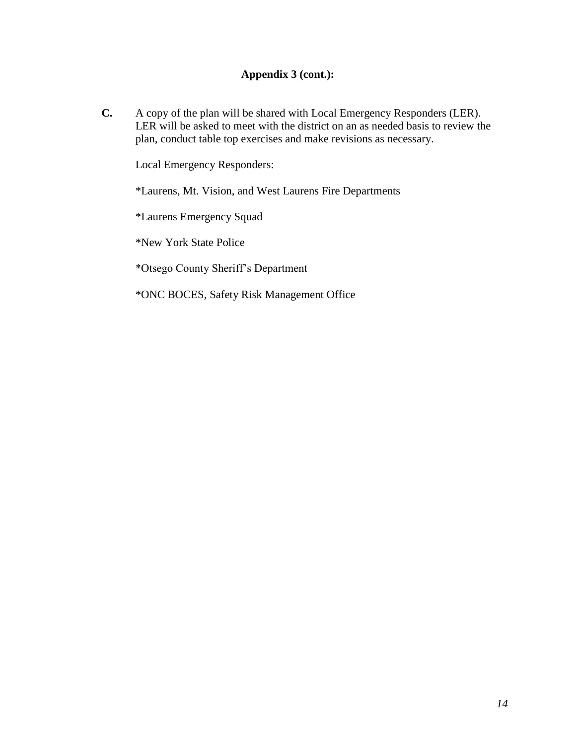## Appendix 3 (cont.):

**C.** A copy of the plan will be shared with Local Emergency Responders (LER). LER will be asked to meet with the district on an as needed basis to review the plan, conduct table top exercises and make revisions as necessary.

Local Emergency Responders:

*Laurens, Mt. Vision, and West Laurens Fire Departments

*Laurens Emergency Squad

*New York State Police

*Otsego County Sheriff's Department

*ONC BOCES, Safety Risk Management Office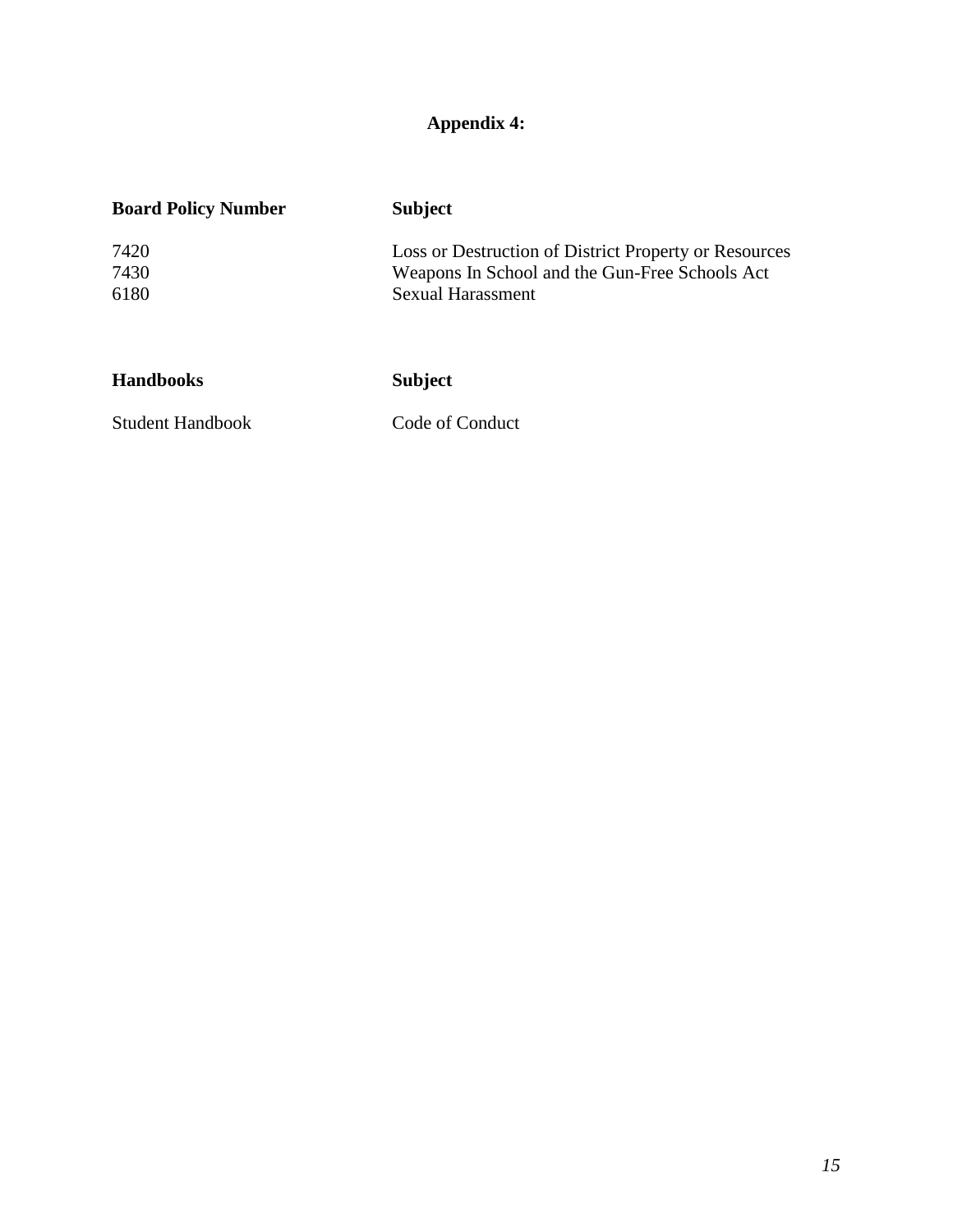## Appendix 4:

| Board Policy Number | Subject |
|---|---|
| 7420 | Loss or Destruction of District Property or Resources |
| 7430 | Weapons In School and the Gun-Free Schools Act |
| 6180 | Sexual Harassment |

| Handbooks | Subject |
|---|---|
| Student Handbook | Code of Conduct |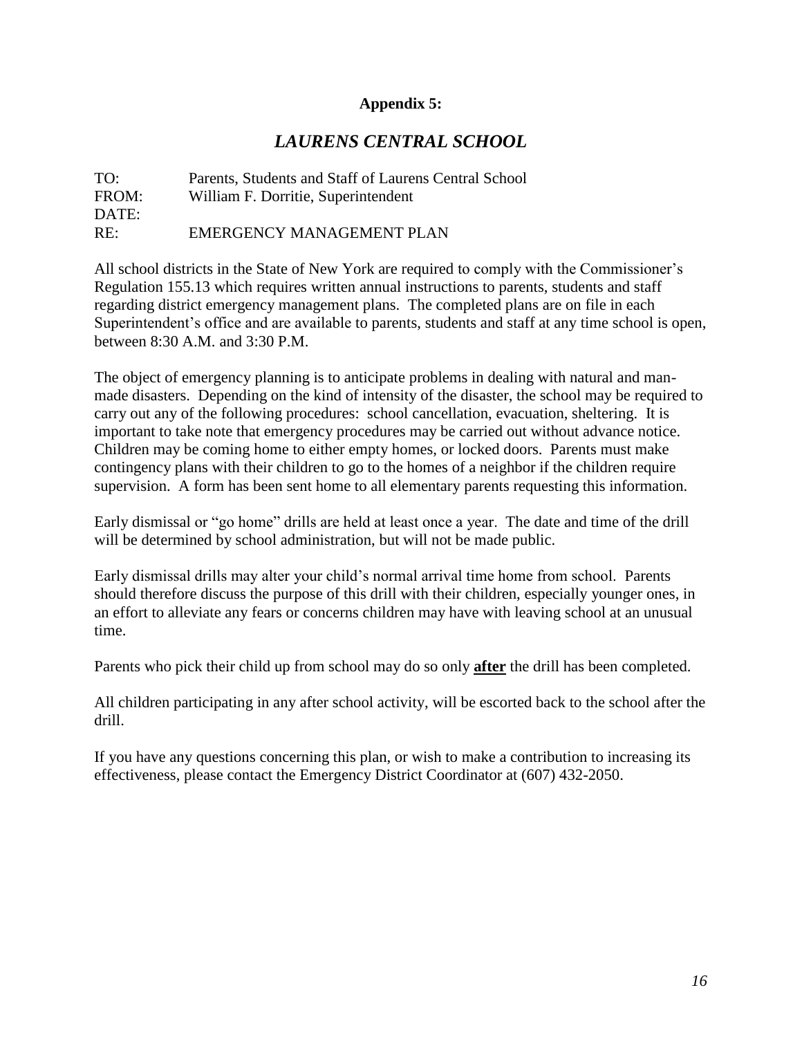**Appendix 5:**

## *LAURENS CENTRAL SCHOOL*

TO: Parents, Students and Staff of Laurens Central School
FROM: William F. Dorritie, Superintendent
DATE:
RE: EMERGENCY MANAGEMENT PLAN

All school districts in the State of New York are required to comply with the Commissioner's Regulation 155.13 which requires written annual instructions to parents, students and staff regarding district emergency management plans. The completed plans are on file in each Superintendent's office and are available to parents, students and staff at any time school is open, between 8:30 A.M. and 3:30 P.M.

The object of emergency planning is to anticipate problems in dealing with natural and man-made disasters. Depending on the kind of intensity of the disaster, the school may be required to carry out any of the following procedures: school cancellation, evacuation, sheltering. It is important to take note that emergency procedures may be carried out without advance notice. Children may be coming home to either empty homes, or locked doors. Parents must make contingency plans with their children to go to the homes of a neighbor if the children require supervision. A form has been sent home to all elementary parents requesting this information.

Early dismissal or "go home" drills are held at least once a year. The date and time of the drill will be determined by school administration, but will not be made public.

Early dismissal drills may alter your child's normal arrival time home from school. Parents should therefore discuss the purpose of this drill with their children, especially younger ones, in an effort to alleviate any fears or concerns children may have with leaving school at an unusual time.

Parents who pick their child up from school may do so only **<u>after</u>** the drill has been completed.

All children participating in any after school activity, will be escorted back to the school after the drill.

If you have any questions concerning this plan, or wish to make a contribution to increasing its effectiveness, please contact the Emergency District Coordinator at (607) 432-2050.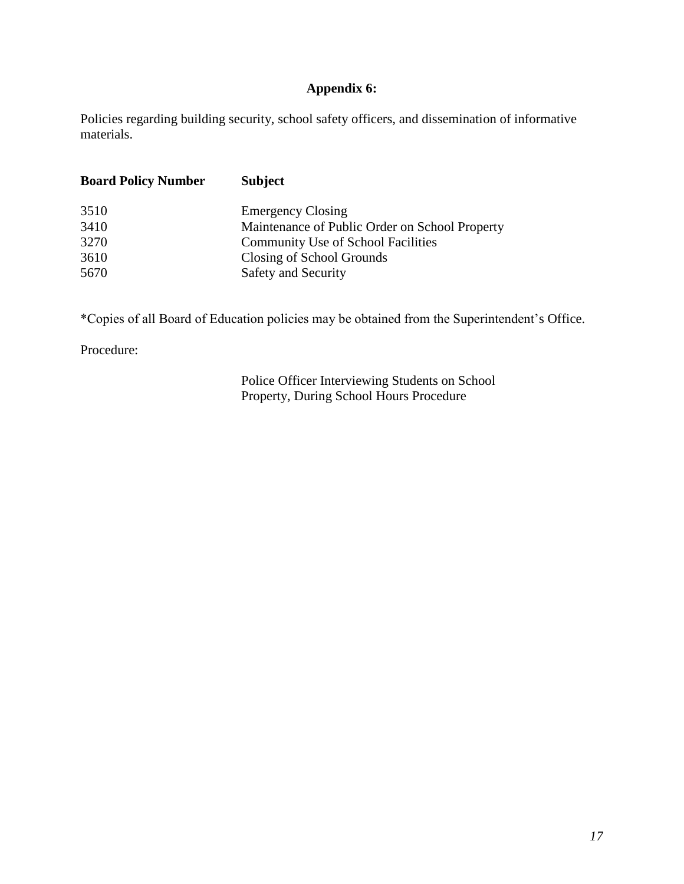## Appendix 6:

Policies regarding building security, school safety officers, and dissemination of informative materials.

| Board Policy Number | Subject |
| --- | --- |
| 3510 | Emergency Closing |
| 3410 | Maintenance of Public Order on School Property |
| 3270 | Community Use of School Facilities |
| 3610 | Closing of School Grounds |
| 5670 | Safety and Security |

*Copies of all Board of Education policies may be obtained from the Superintendent's Office.

Procedure:

Police Officer Interviewing Students on School Property, During School Hours Procedure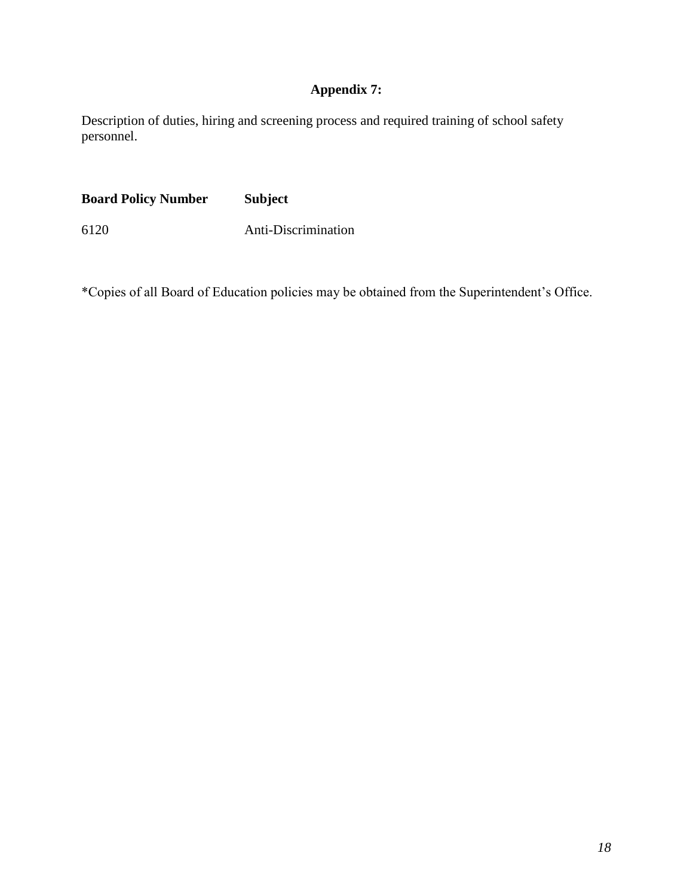# Appendix 7:

Description of duties, hiring and screening process and required training of school safety personnel.

| Board Policy Number | Subject |
| --- | --- |
| 6120 | Anti-Discrimination |

*Copies of all Board of Education policies may be obtained from the Superintendent's Office.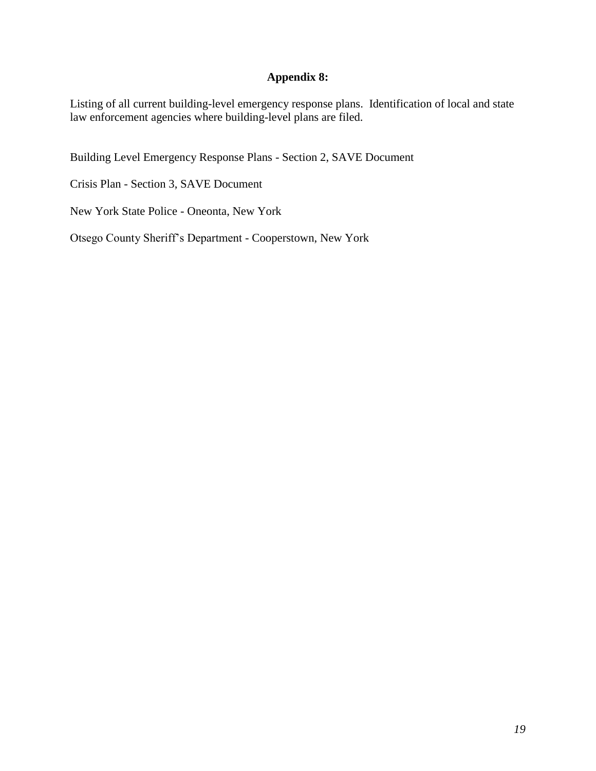## Appendix 8:

Listing of all current building-level emergency response plans. Identification of local and state law enforcement agencies where building-level plans are filed.

Building Level Emergency Response Plans - Section 2, SAVE Document

Crisis Plan - Section 3, SAVE Document

New York State Police - Oneonta, New York

Otsego County Sheriff's Department - Cooperstown, New York